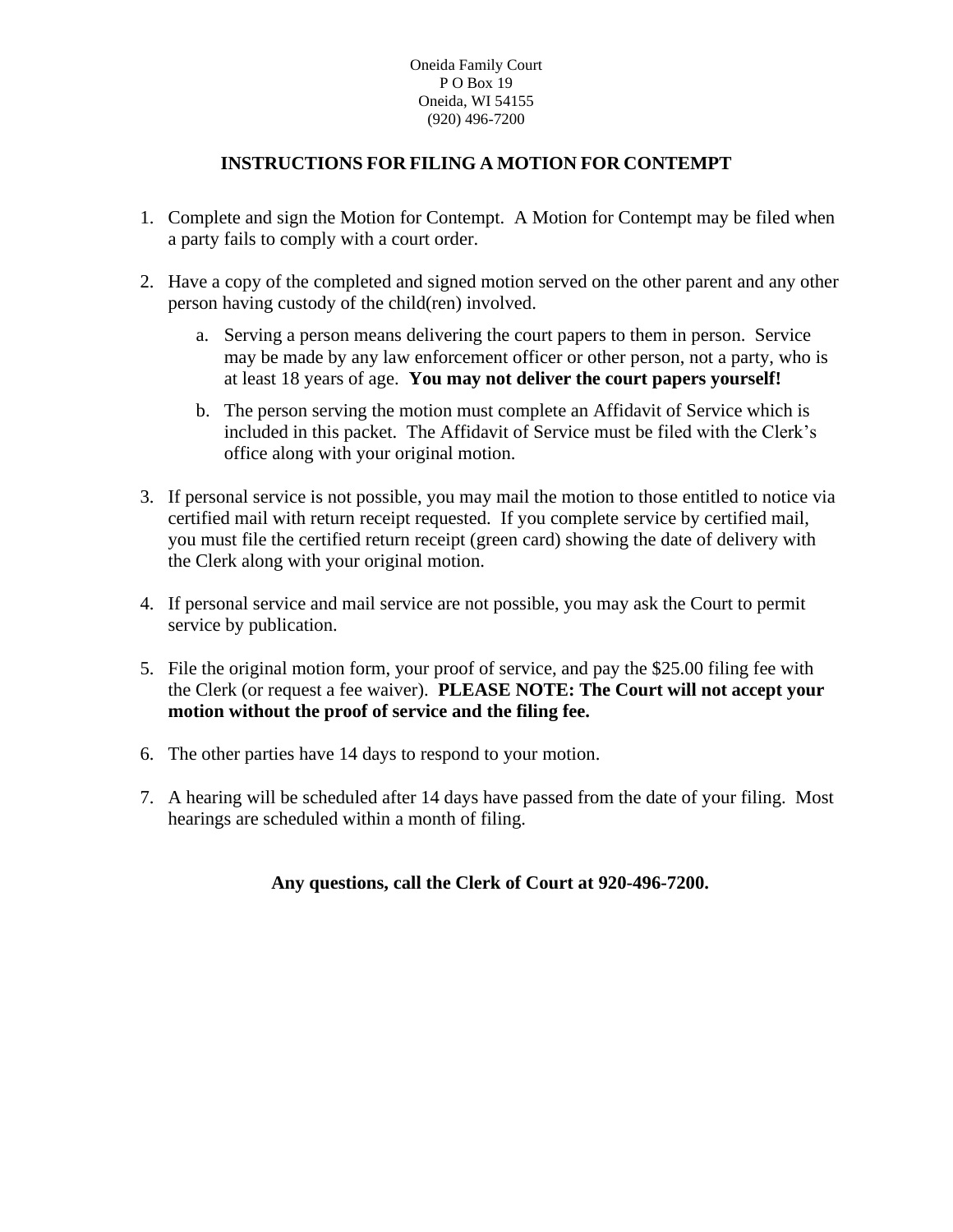Oneida Family Court
P O Box 19
Oneida, WI 54155
(920) 496-7200

## INSTRUCTIONS FOR FILING A MOTION FOR CONTEMPT

1. Complete and sign the Motion for Contempt. A Motion for Contempt may be filed when a party fails to comply with a court order.

2. Have a copy of the completed and signed motion served on the other parent and any other person having custody of the child(ren) involved.

   a. Serving a person means delivering the court papers to them in person. Service may be made by any law enforcement officer or other person, not a party, who is at least 18 years of age. **You may not deliver the court papers yourself!**

   b. The person serving the motion must complete an Affidavit of Service which is included in this packet. The Affidavit of Service must be filed with the Clerk's office along with your original motion.

3. If personal service is not possible, you may mail the motion to those entitled to notice via certified mail with return receipt requested. If you complete service by certified mail, you must file the certified return receipt (green card) showing the date of delivery with the Clerk along with your original motion.

4. If personal service and mail service are not possible, you may ask the Court to permit service by publication.

5. File the original motion form, your proof of service, and pay the $25.00 filing fee with the Clerk (or request a fee waiver). **PLEASE NOTE: The Court will not accept your motion without the proof of service and the filing fee.**

6. The other parties have 14 days to respond to your motion.

7. A hearing will be scheduled after 14 days have passed from the date of your filing. Most hearings are scheduled within a month of filing.

**Any questions, call the Clerk of Court at 920-496-7200.**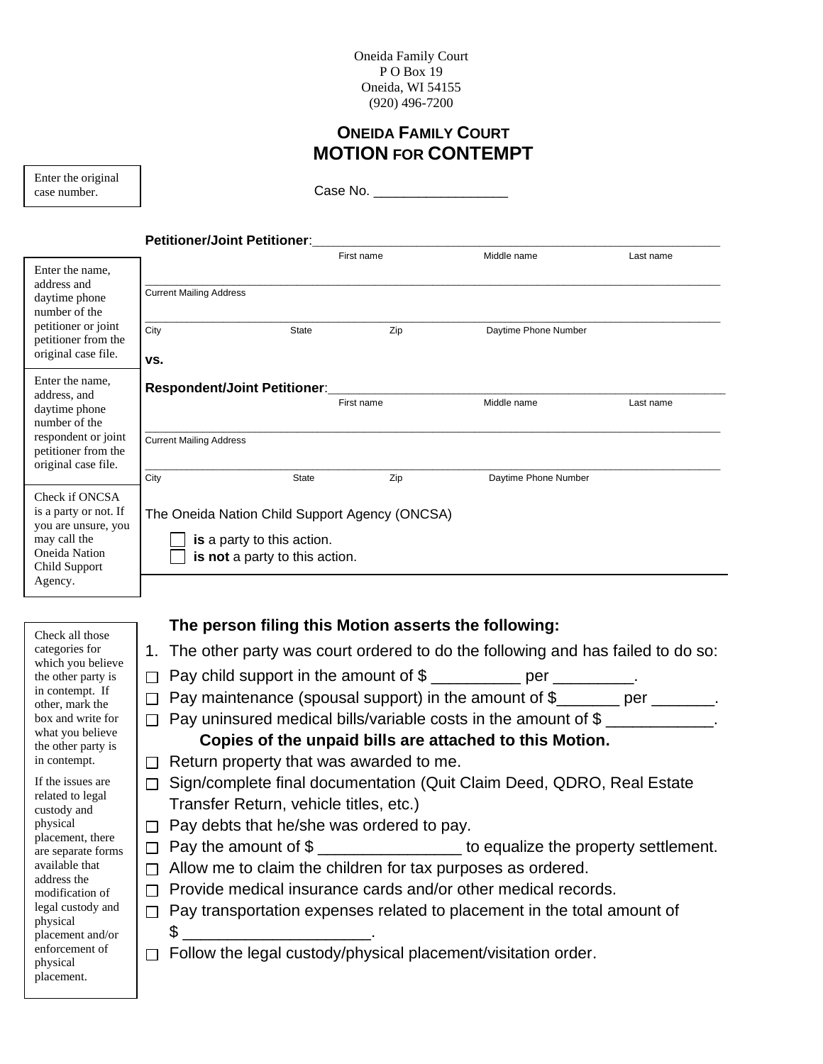Oneida Family Court
P O Box 19
Oneida, WI 54155
(920) 496-7200

# ONEIDA FAMILY COURT
# MOTION FOR CONTEMPT

Enter the original case number.

Case No. _________________

Enter the name, address and daytime phone number of the petitioner or joint petitioner from the original case file.

**Petitioner/Joint Petitioner**:___________________________________________________________
First name Middle name Last name

___________________________________________________________________________
Current Mailing Address

___________________________________________________________________________
City State Zip Daytime Phone Number

**vs.**

Enter the name, address, and daytime phone number of the respondent or joint petitioner from the original case file.

**Respondent/Joint Petitioner**:___________________________________________________________
First name Middle name Last name

___________________________________________________________________________
Current Mailing Address

___________________________________________________________________________
City State Zip Daytime Phone Number

Check if ONCSA is a party or not. If you are unsure, you may call the Oneida Nation Child Support Agency.

The Oneida Nation Child Support Agency (ONCSA)

- ☐ **is** a party to this action.
- ☐ **is not** a party to this action.

Check all those categories for which you believe the other party is in contempt. If other, mark the box and write for what you believe the other party is in contempt.

If the issues are related to legal custody and physical placement, there are separate forms available that address the modification of legal custody and physical placement and/or enforcement of physical placement.

### The person filing this Motion asserts the following:

1. The other party was court ordered to do the following and has failed to do so:

- ☐ Pay child support in the amount of $ __________ per _________.
- ☐ Pay maintenance (spousal support) in the amount of $_______ per _______.
- ☐ Pay uninsured medical bills/variable costs in the amount of $ ____________.
  **Copies of the unpaid bills are attached to this Motion.**
- ☐ Return property that was awarded to me.
- ☐ Sign/complete final documentation (Quit Claim Deed, QDRO, Real Estate Transfer Return, vehicle titles, etc.)
- ☐ Pay debts that he/she was ordered to pay.
- ☐ Pay the amount of $ ________________ to equalize the property settlement.
- ☐ Allow me to claim the children for tax purposes as ordered.
- ☐ Provide medical insurance cards and/or other medical records.
- ☐ Pay transportation expenses related to placement in the total amount of $ _____________________.
- ☐ Follow the legal custody/physical placement/visitation order.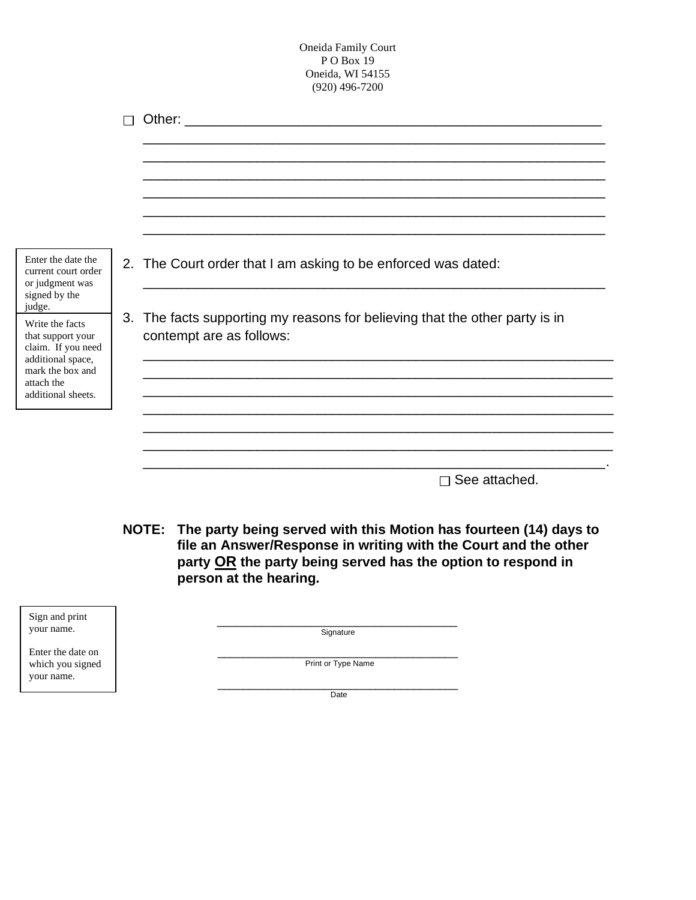Oneida Family Court
P O Box 19
Oneida, WI 54155
(920) 496-7200

☐ Other: ______________________________________________________
_____________________________________________________________
_____________________________________________________________
_____________________________________________________________
_____________________________________________________________
_____________________________________________________________
_____________________________________________________________

*Enter the date the current court order or judgment was signed by the judge.*

2. The Court order that I am asking to be enforced was dated:
_____________________________________________________________

*Write the facts that support your claim. If you need additional space, mark the box and attach the additional sheets.*

3. The facts supporting my reasons for believing that the other party is in contempt are as follows:
_____________________________________________________________
_____________________________________________________________
_____________________________________________________________
_____________________________________________________________
_____________________________________________________________
_____________________________________________________________
_____________________________________________________________.

☐ See attached.

**NOTE: The party being served with this Motion has fourteen (14) days to file an Answer/Response in writing with the Court and the other party <u>OR</u> the party being served has the option to respond in person at the hearing.**

*Sign and print your name.*

*Enter the date on which you signed your name.*

_________________________________________
Signature

_________________________________________
Print or Type Name

_________________________________________
Date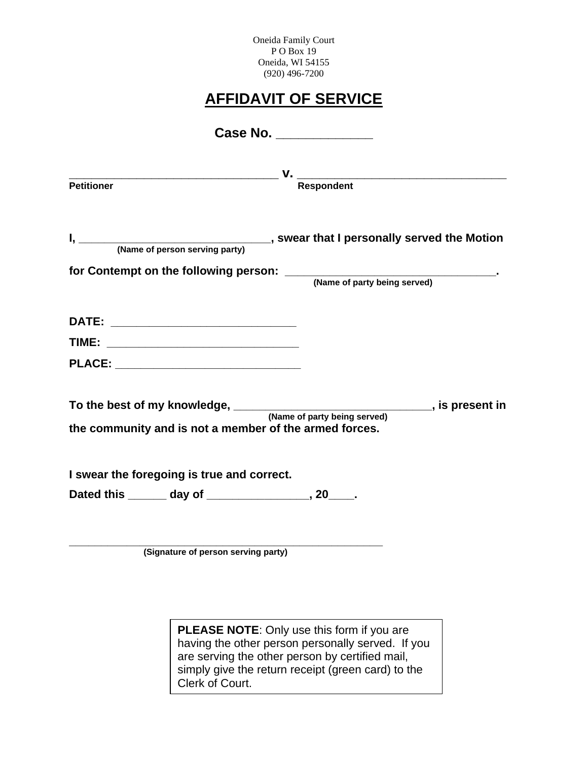Oneida Family Court
P O Box 19
Oneida, WI 54155
(920) 496-7200

# AFFIDAVIT OF SERVICE

**Case No. ______________**

___________________________________ **v.** ___________________________________
**Petitioner** **Respondent**

**I, ______________________________, swear that I personally served the Motion**
**(Name of person serving party)**

**for Contempt on the following person: __________________________________.**
**(Name of party being served)**

**DATE: ______________________________**

**TIME: ______________________________**

**PLACE: ______________________________**

**To the best of my knowledge, _______________________________, is present in**
**(Name of party being served)**
**the community and is not a member of the armed forces.**

**I swear the foregoing is true and correct.**

**Dated this ______ day of ________________, 20____.**

_____________________________________________________
**(Signature of person serving party)**

**PLEASE NOTE**: Only use this form if you are having the other person personally served. If you are serving the other person by certified mail, simply give the return receipt (green card) to the Clerk of Court.